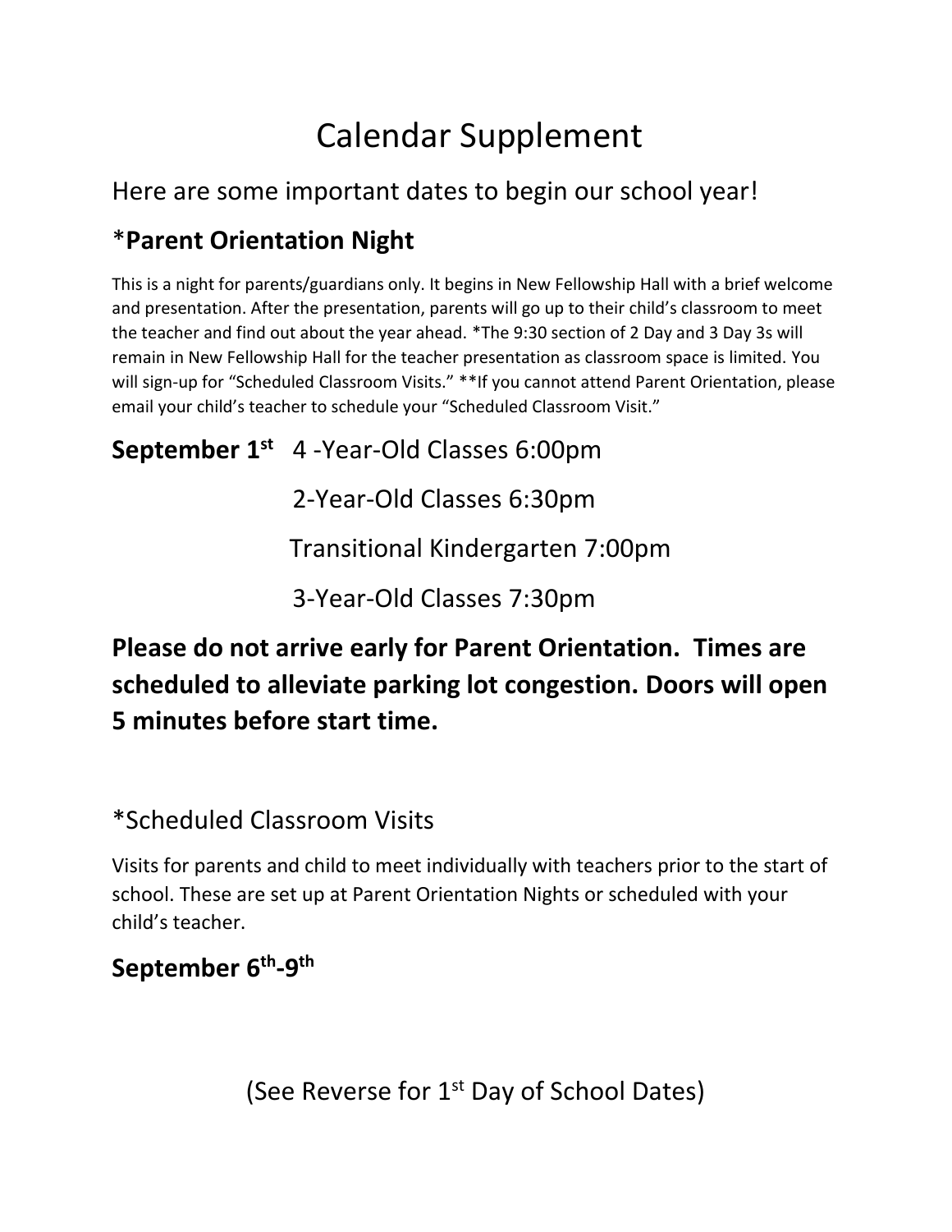# Calendar Supplement

## Here are some important dates to begin our school year!

### *Parent Orientation Night

This is a night for parents/guardians only. It begins in New Fellowship Hall with a brief welcome and presentation. After the presentation, parents will go up to their child's classroom to meet the teacher and find out about the year ahead. *The 9:30 section of 2 Day and 3 Day 3s will remain in New Fellowship Hall for the teacher presentation as classroom space is limited. You will sign-up for "Scheduled Classroom Visits." **If you cannot attend Parent Orientation, please email your child's teacher to schedule your "Scheduled Classroom Visit."

**September 1st** 4 -Year-Old Classes 6:00pm

2-Year-Old Classes 6:30pm

Transitional Kindergarten 7:00pm

3-Year-Old Classes 7:30pm

**Please do not arrive early for Parent Orientation. Times are scheduled to alleviate parking lot congestion. Doors will open 5 minutes before start time.**

### *Scheduled Classroom Visits

Visits for parents and child to meet individually with teachers prior to the start of school. These are set up at Parent Orientation Nights or scheduled with your child's teacher.

**September 6th-9th**

(See Reverse for 1st Day of School Dates)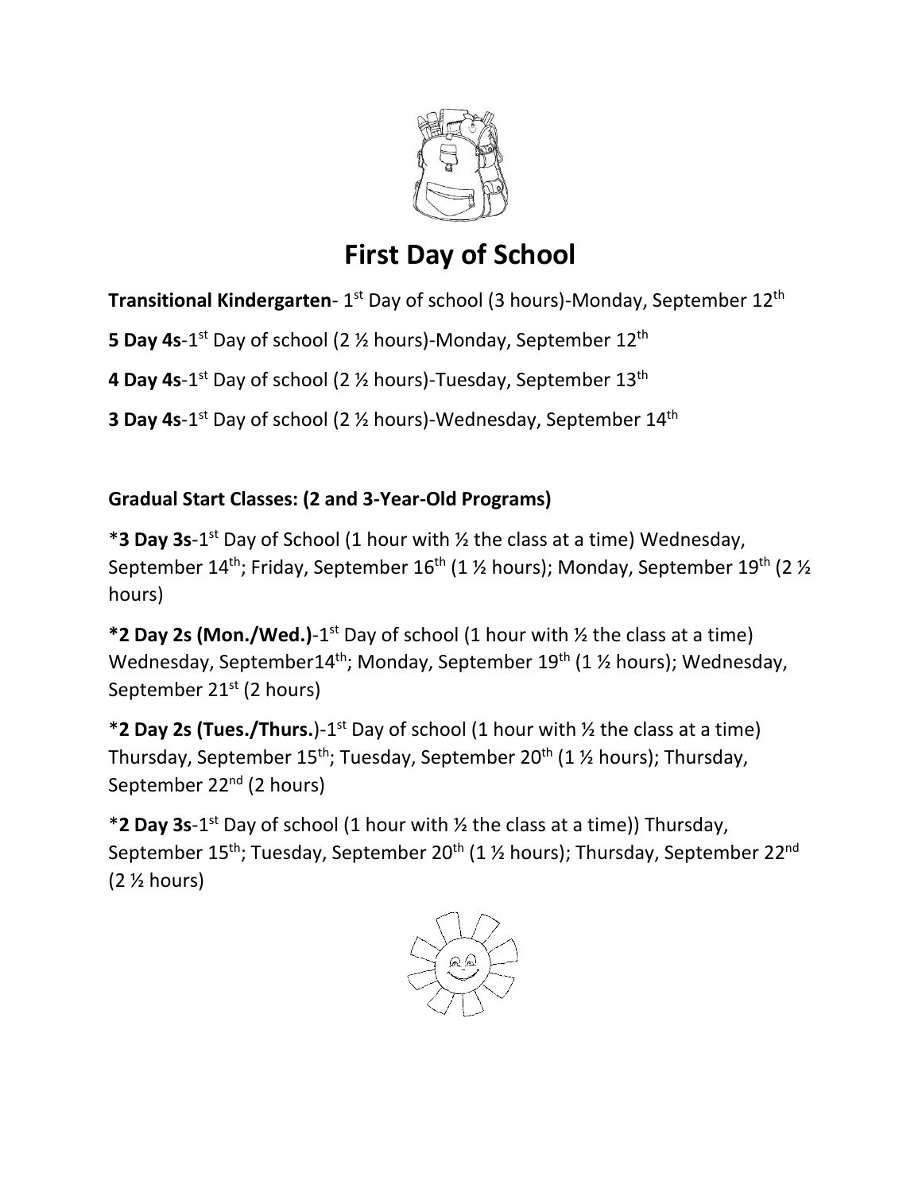# First Day of School

**Transitional Kindergarten**- 1st Day of school (3 hours)-Monday, September 12th

**5 Day 4s**-1st Day of school (2 ½ hours)-Monday, September 12th

**4 Day 4s**-1st Day of school (2 ½ hours)-Tuesday, September 13th

**3 Day 4s**-1st Day of school (2 ½ hours)-Wednesday, September 14th

**Gradual Start Classes: (2 and 3-Year-Old Programs)**

*__3 Day 3s__-1st Day of School (1 hour with ½ the class at a time) Wednesday, September 14th; Friday, September 16th (1 ½ hours); Monday, September 19th (2 ½ hours)

**\*2 Day 2s (Mon./Wed.)**-1st Day of school (1 hour with ½ the class at a time) Wednesday, September14th; Monday, September 19th (1 ½ hours); Wednesday, September 21st (2 hours)

*__2 Day 2s (Tues./Thurs.__)-1st Day of school (1 hour with ½ the class at a time) Thursday, September 15th; Tuesday, September 20th (1 ½ hours); Thursday, September 22nd (2 hours)

*__2 Day 3s__-1st Day of school (1 hour with ½ the class at a time)) Thursday, September 15th; Tuesday, September 20th (1 ½ hours); Thursday, September 22nd (2 ½ hours)